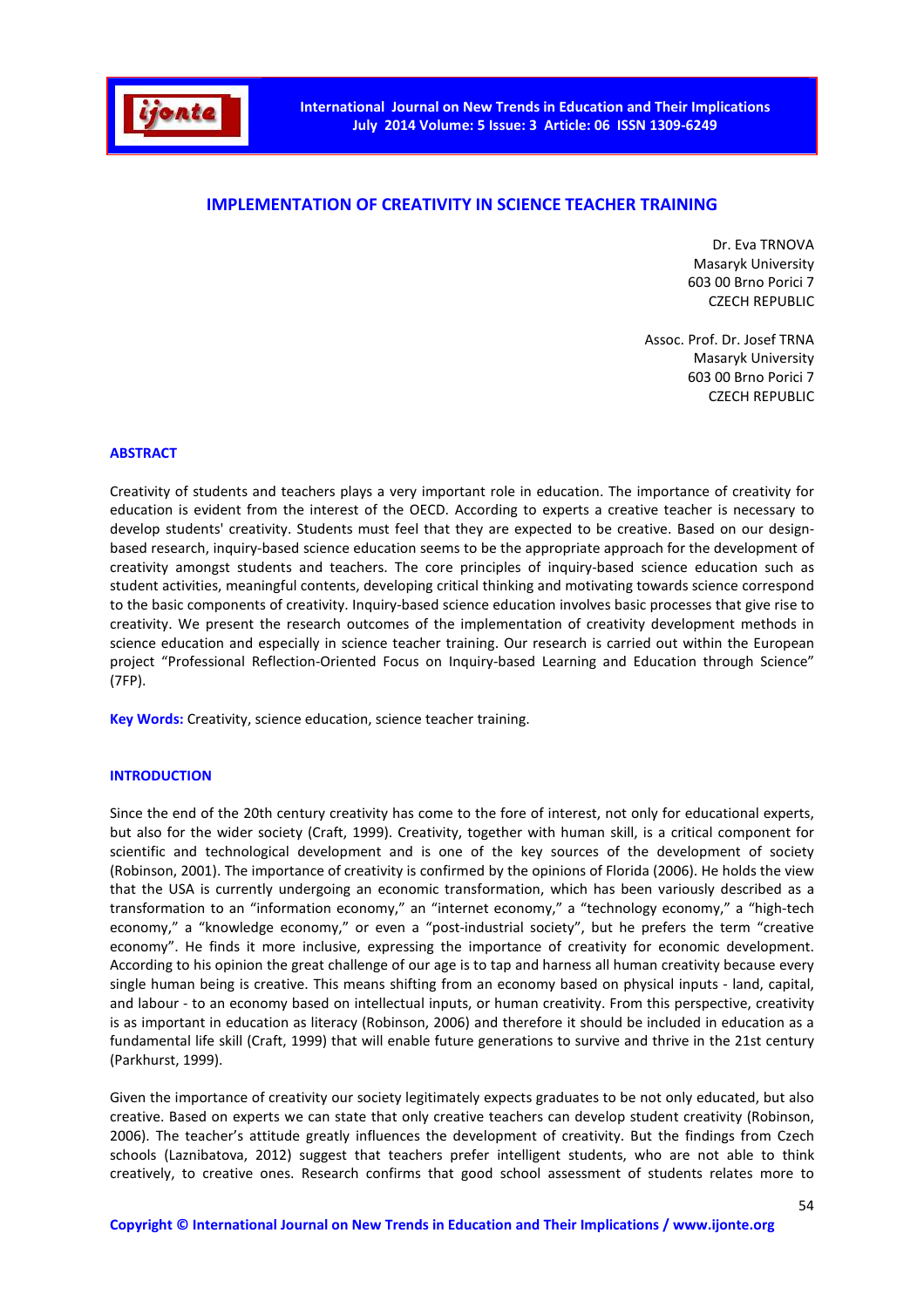# IMPLEMENTATION OF CREATIVITY IN SCIENCE TEACHER TRAINING

Dr. Eva TRNOVA
Masaryk University
603 00 Brno Porici 7
CZECH REPUBLIC

Assoc. Prof. Dr. Josef TRNA
Masaryk University
603 00 Brno Porici 7
CZECH REPUBLIC

## ABSTRACT

Creativity of students and teachers plays a very important role in education. The importance of creativity for education is evident from the interest of the OECD. According to experts a creative teacher is necessary to develop students' creativity. Students must feel that they are expected to be creative. Based on our design-based research, inquiry-based science education seems to be the appropriate approach for the development of creativity amongst students and teachers. The core principles of inquiry-based science education such as student activities, meaningful contents, developing critical thinking and motivating towards science correspond to the basic components of creativity. Inquiry-based science education involves basic processes that give rise to creativity. We present the research outcomes of the implementation of creativity development methods in science education and especially in science teacher training. Our research is carried out within the European project "Professional Reflection-Oriented Focus on Inquiry-based Learning and Education through Science" (7FP).

**Key Words:** Creativity, science education, science teacher training.

## INTRODUCTION

Since the end of the 20th century creativity has come to the fore of interest, not only for educational experts, but also for the wider society (Craft, 1999). Creativity, together with human skill, is a critical component for scientific and technological development and is one of the key sources of the development of society (Robinson, 2001). The importance of creativity is confirmed by the opinions of Florida (2006). He holds the view that the USA is currently undergoing an economic transformation, which has been variously described as a transformation to an "information economy," an "internet economy," a "technology economy," a "high-tech economy," a "knowledge economy," or even a "post-industrial society", but he prefers the term "creative economy". He finds it more inclusive, expressing the importance of creativity for economic development. According to his opinion the great challenge of our age is to tap and harness all human creativity because every single human being is creative. This means shifting from an economy based on physical inputs - land, capital, and labour - to an economy based on intellectual inputs, or human creativity. From this perspective, creativity is as important in education as literacy (Robinson, 2006) and therefore it should be included in education as a fundamental life skill (Craft, 1999) that will enable future generations to survive and thrive in the 21st century (Parkhurst, 1999).

Given the importance of creativity our society legitimately expects graduates to be not only educated, but also creative. Based on experts we can state that only creative teachers can develop student creativity (Robinson, 2006). The teacher's attitude greatly influences the development of creativity. But the findings from Czech schools (Laznibatova, 2012) suggest that teachers prefer intelligent students, who are not able to think creatively, to creative ones. Research confirms that good school assessment of students relates more to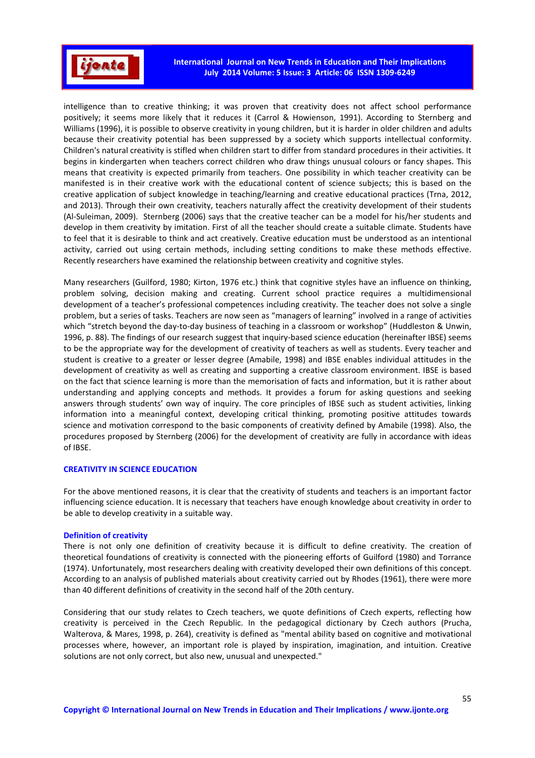intelligence than to creative thinking; it was proven that creativity does not affect school performance positively; it seems more likely that it reduces it (Carrol & Howienson, 1991). According to Sternberg and Williams (1996), it is possible to observe creativity in young children, but it is harder in older children and adults because their creativity potential has been suppressed by a society which supports intellectual conformity. Children's natural creativity is stifled when children start to differ from standard procedures in their activities. It begins in kindergarten when teachers correct children who draw things unusual colours or fancy shapes. This means that creativity is expected primarily from teachers. One possibility in which teacher creativity can be manifested is in their creative work with the educational content of science subjects; this is based on the creative application of subject knowledge in teaching/learning and creative educational practices (Trna, 2012, and 2013). Through their own creativity, teachers naturally affect the creativity development of their students (Al-Suleiman, 2009). Sternberg (2006) says that the creative teacher can be a model for his/her students and develop in them creativity by imitation. First of all the teacher should create a suitable climate. Students have to feel that it is desirable to think and act creatively. Creative education must be understood as an intentional activity, carried out using certain methods, including setting conditions to make these methods effective. Recently researchers have examined the relationship between creativity and cognitive styles.

Many researchers (Guilford, 1980; Kirton, 1976 etc.) think that cognitive styles have an influence on thinking, problem solving, decision making and creating. Current school practice requires a multidimensional development of a teacher's professional competences including creativity. The teacher does not solve a single problem, but a series of tasks. Teachers are now seen as "managers of learning" involved in a range of activities which "stretch beyond the day-to-day business of teaching in a classroom or workshop" (Huddleston & Unwin, 1996, p. 88). The findings of our research suggest that inquiry-based science education (hereinafter IBSE) seems to be the appropriate way for the development of creativity of teachers as well as students. Every teacher and student is creative to a greater or lesser degree (Amabile, 1998) and IBSE enables individual attitudes in the development of creativity as well as creating and supporting a creative classroom environment. IBSE is based on the fact that science learning is more than the memorisation of facts and information, but it is rather about understanding and applying concepts and methods. It provides a forum for asking questions and seeking answers through students' own way of inquiry. The core principles of IBSE such as student activities, linking information into a meaningful context, developing critical thinking, promoting positive attitudes towards science and motivation correspond to the basic components of creativity defined by Amabile (1998). Also, the procedures proposed by Sternberg (2006) for the development of creativity are fully in accordance with ideas of IBSE.

## CREATIVITY IN SCIENCE EDUCATION

For the above mentioned reasons, it is clear that the creativity of students and teachers is an important factor influencing science education. It is necessary that teachers have enough knowledge about creativity in order to be able to develop creativity in a suitable way.

### Definition of creativity

There is not only one definition of creativity because it is difficult to define creativity. The creation of theoretical foundations of creativity is connected with the pioneering efforts of Guilford (1980) and Torrance (1974). Unfortunately, most researchers dealing with creativity developed their own definitions of this concept. According to an analysis of published materials about creativity carried out by Rhodes (1961), there were more than 40 different definitions of creativity in the second half of the 20th century.

Considering that our study relates to Czech teachers, we quote definitions of Czech experts, reflecting how creativity is perceived in the Czech Republic. In the pedagogical dictionary by Czech authors (Prucha, Walterova, & Mares, 1998, p. 264), creativity is defined as "mental ability based on cognitive and motivational processes where, however, an important role is played by inspiration, imagination, and intuition. Creative solutions are not only correct, but also new, unusual and unexpected."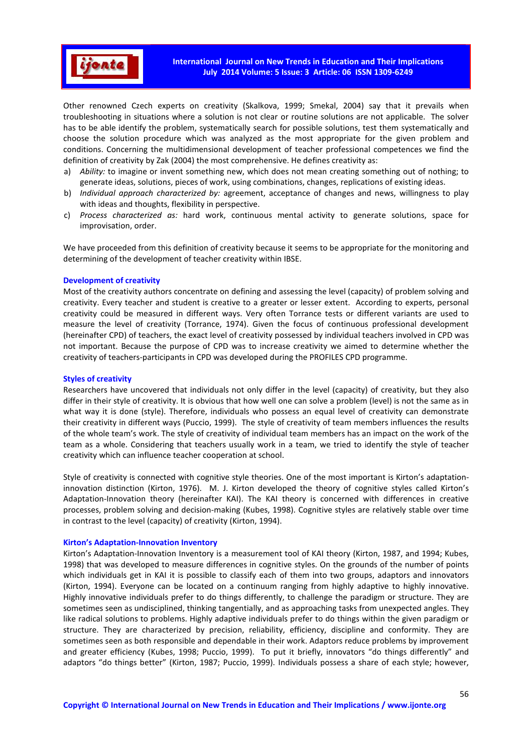Other renowned Czech experts on creativity (Skalkova, 1999; Smekal, 2004) say that it prevails when troubleshooting in situations where a solution is not clear or routine solutions are not applicable. The solver has to be able identify the problem, systematically search for possible solutions, test them systematically and choose the solution procedure which was analyzed as the most appropriate for the given problem and conditions. Concerning the multidimensional development of teacher professional competences we find the definition of creativity by Zak (2004) the most comprehensive. He defines creativity as:

a) *Ability:* to imagine or invent something new, which does not mean creating something out of nothing; to generate ideas, solutions, pieces of work, using combinations, changes, replications of existing ideas.
b) *Individual approach characterized by:* agreement, acceptance of changes and news, willingness to play with ideas and thoughts, flexibility in perspective.
c) *Process characterized as:* hard work, continuous mental activity to generate solutions, space for improvisation, order.

We have proceeded from this definition of creativity because it seems to be appropriate for the monitoring and determining of the development of teacher creativity within IBSE.

### Development of creativity

Most of the creativity authors concentrate on defining and assessing the level (capacity) of problem solving and creativity. Every teacher and student is creative to a greater or lesser extent. According to experts, personal creativity could be measured in different ways. Very often Torrance tests or different variants are used to measure the level of creativity (Torrance, 1974). Given the focus of continuous professional development (hereinafter CPD) of teachers, the exact level of creativity possessed by individual teachers involved in CPD was not important. Because the purpose of CPD was to increase creativity we aimed to determine whether the creativity of teachers-participants in CPD was developed during the PROFILES CPD programme.

### Styles of creativity

Researchers have uncovered that individuals not only differ in the level (capacity) of creativity, but they also differ in their style of creativity. It is obvious that how well one can solve a problem (level) is not the same as in what way it is done (style). Therefore, individuals who possess an equal level of creativity can demonstrate their creativity in different ways (Puccio, 1999). The style of creativity of team members influences the results of the whole team's work. The style of creativity of individual team members has an impact on the work of the team as a whole. Considering that teachers usually work in a team, we tried to identify the style of teacher creativity which can influence teacher cooperation at school.

Style of creativity is connected with cognitive style theories. One of the most important is Kirton's adaptation-innovation distinction (Kirton, 1976). M. J. Kirton developed the theory of cognitive styles called Kirton's Adaptation-Innovation theory (hereinafter KAI). The KAI theory is concerned with differences in creative processes, problem solving and decision-making (Kubes, 1998). Cognitive styles are relatively stable over time in contrast to the level (capacity) of creativity (Kirton, 1994).

### Kirton's Adaptation-Innovation Inventory

Kirton's Adaptation-Innovation Inventory is a measurement tool of KAI theory (Kirton, 1987, and 1994; Kubes, 1998) that was developed to measure differences in cognitive styles. On the grounds of the number of points which individuals get in KAI it is possible to classify each of them into two groups, adaptors and innovators (Kirton, 1994). Everyone can be located on a continuum ranging from highly adaptive to highly innovative. Highly innovative individuals prefer to do things differently, to challenge the paradigm or structure. They are sometimes seen as undisciplined, thinking tangentially, and as approaching tasks from unexpected angles. They like radical solutions to problems. Highly adaptive individuals prefer to do things within the given paradigm or structure. They are characterized by precision, reliability, efficiency, discipline and conformity. They are sometimes seen as both responsible and dependable in their work. Adaptors reduce problems by improvement and greater efficiency (Kubes, 1998; Puccio, 1999). To put it briefly, innovators "do things differently" and adaptors "do things better" (Kirton, 1987; Puccio, 1999). Individuals possess a share of each style; however,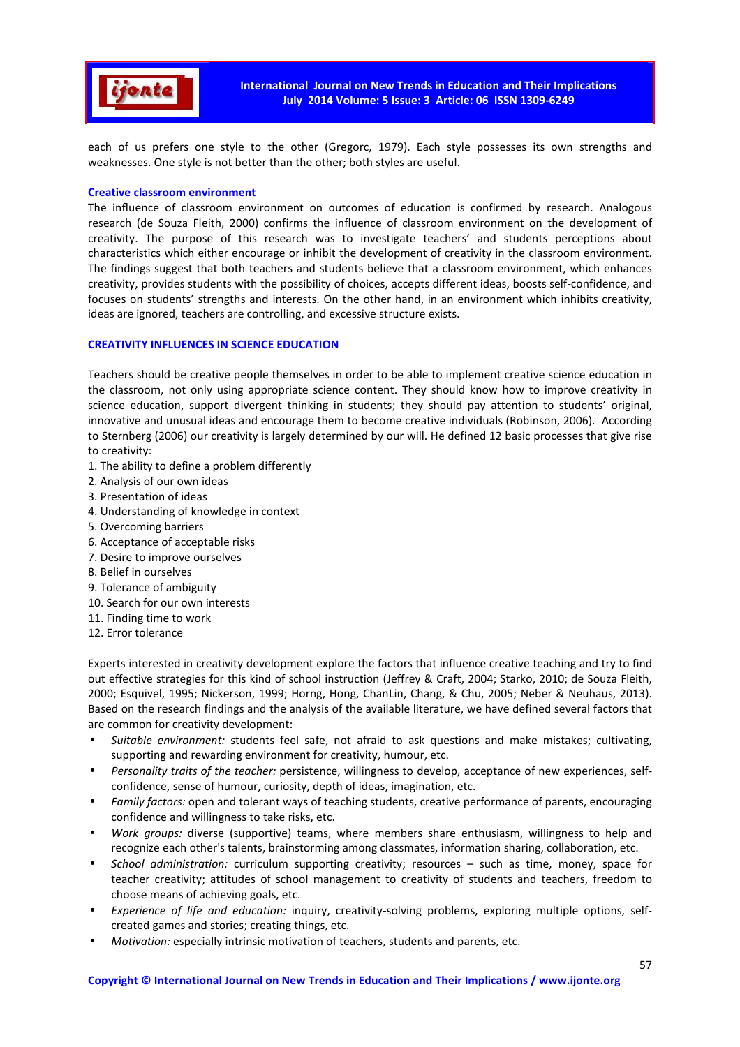each of us prefers one style to the other (Gregorc, 1979). Each style possesses its own strengths and weaknesses. One style is not better than the other; both styles are useful.

### Creative classroom environment

The influence of classroom environment on outcomes of education is confirmed by research. Analogous research (de Souza Fleith, 2000) confirms the influence of classroom environment on the development of creativity. The purpose of this research was to investigate teachers' and students perceptions about characteristics which either encourage or inhibit the development of creativity in the classroom environment. The findings suggest that both teachers and students believe that a classroom environment, which enhances creativity, provides students with the possibility of choices, accepts different ideas, boosts self-confidence, and focuses on students' strengths and interests. On the other hand, in an environment which inhibits creativity, ideas are ignored, teachers are controlling, and excessive structure exists.

## CREATIVITY INFLUENCES IN SCIENCE EDUCATION

Teachers should be creative people themselves in order to be able to implement creative science education in the classroom, not only using appropriate science content. They should know how to improve creativity in science education, support divergent thinking in students; they should pay attention to students' original, innovative and unusual ideas and encourage them to become creative individuals (Robinson, 2006). According to Sternberg (2006) our creativity is largely determined by our will. He defined 12 basic processes that give rise to creativity:

1. The ability to define a problem differently
2. Analysis of our own ideas
3. Presentation of ideas
4. Understanding of knowledge in context
5. Overcoming barriers
6. Acceptance of acceptable risks
7. Desire to improve ourselves
8. Belief in ourselves
9. Tolerance of ambiguity
10. Search for our own interests
11. Finding time to work
12. Error tolerance

Experts interested in creativity development explore the factors that influence creative teaching and try to find out effective strategies for this kind of school instruction (Jeffrey & Craft, 2004; Starko, 2010; de Souza Fleith, 2000; Esquivel, 1995; Nickerson, 1999; Horng, Hong, ChanLin, Chang, & Chu, 2005; Neber & Neuhaus, 2013). Based on the research findings and the analysis of the available literature, we have defined several factors that are common for creativity development:

- *Suitable environment:* students feel safe, not afraid to ask questions and make mistakes; cultivating, supporting and rewarding environment for creativity, humour, etc.
- *Personality traits of the teacher:* persistence, willingness to develop, acceptance of new experiences, self-confidence, sense of humour, curiosity, depth of ideas, imagination, etc.
- *Family factors:* open and tolerant ways of teaching students, creative performance of parents, encouraging confidence and willingness to take risks, etc.
- *Work groups:* diverse (supportive) teams, where members share enthusiasm, willingness to help and recognize each other's talents, brainstorming among classmates, information sharing, collaboration, etc.
- *School administration:* curriculum supporting creativity; resources – such as time, money, space for teacher creativity; attitudes of school management to creativity of students and teachers, freedom to choose means of achieving goals, etc.
- *Experience of life and education:* inquiry, creativity-solving problems, exploring multiple options, self-created games and stories; creating things, etc.
- *Motivation:* especially intrinsic motivation of teachers, students and parents, etc.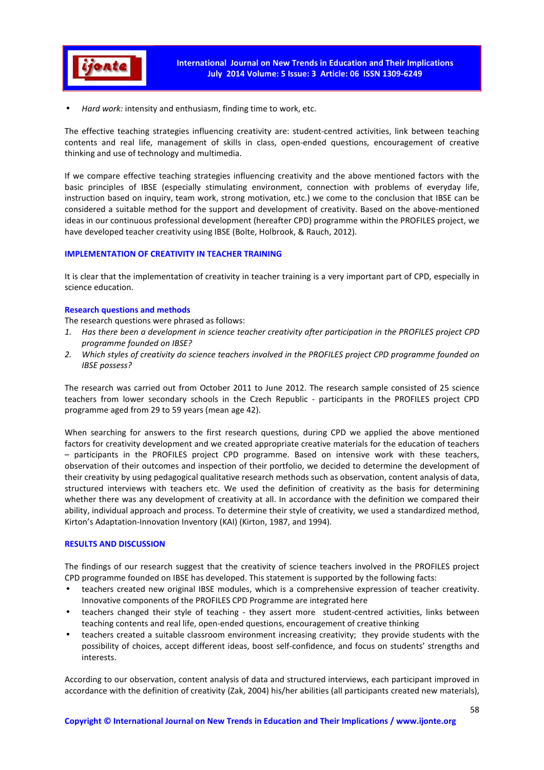- *Hard work:* intensity and enthusiasm, finding time to work, etc.

The effective teaching strategies influencing creativity are: student-centred activities, link between teaching contents and real life, management of skills in class, open-ended questions, encouragement of creative thinking and use of technology and multimedia.

If we compare effective teaching strategies influencing creativity and the above mentioned factors with the basic principles of IBSE (especially stimulating environment, connection with problems of everyday life, instruction based on inquiry, team work, strong motivation, etc.) we come to the conclusion that IBSE can be considered a suitable method for the support and development of creativity. Based on the above-mentioned ideas in our continuous professional development (hereafter CPD) programme within the PROFILES project, we have developed teacher creativity using IBSE (Bolte, Holbrook, & Rauch, 2012).

## IMPLEMENTATION OF CREATIVITY IN TEACHER TRAINING

It is clear that the implementation of creativity in teacher training is a very important part of CPD, especially in science education.

### Research questions and methods

The research questions were phrased as follows:

1. *Has there been a development in science teacher creativity after participation in the PROFILES project CPD programme founded on IBSE?*
2. *Which styles of creativity do science teachers involved in the PROFILES project CPD programme founded on IBSE possess?*

The research was carried out from October 2011 to June 2012. The research sample consisted of 25 science teachers from lower secondary schools in the Czech Republic - participants in the PROFILES project CPD programme aged from 29 to 59 years (mean age 42).

When searching for answers to the first research questions, during CPD we applied the above mentioned factors for creativity development and we created appropriate creative materials for the education of teachers – participants in the PROFILES project CPD programme. Based on intensive work with these teachers, observation of their outcomes and inspection of their portfolio, we decided to determine the development of their creativity by using pedagogical qualitative research methods such as observation, content analysis of data, structured interviews with teachers etc. We used the definition of creativity as the basis for determining whether there was any development of creativity at all. In accordance with the definition we compared their ability, individual approach and process. To determine their style of creativity, we used a standardized method, Kirton's Adaptation-Innovation Inventory (KAI) (Kirton, 1987, and 1994).

## RESULTS AND DISCUSSION

The findings of our research suggest that the creativity of science teachers involved in the PROFILES project CPD programme founded on IBSE has developed. This statement is supported by the following facts:

- teachers created new original IBSE modules, which is a comprehensive expression of teacher creativity. Innovative components of the PROFILES CPD Programme are integrated here
- teachers changed their style of teaching - they assert more student-centred activities, links between teaching contents and real life, open-ended questions, encouragement of creative thinking
- teachers created a suitable classroom environment increasing creativity; they provide students with the possibility of choices, accept different ideas, boost self-confidence, and focus on students' strengths and interests.

According to our observation, content analysis of data and structured interviews, each participant improved in accordance with the definition of creativity (Zak, 2004) his/her abilities (all participants created new materials),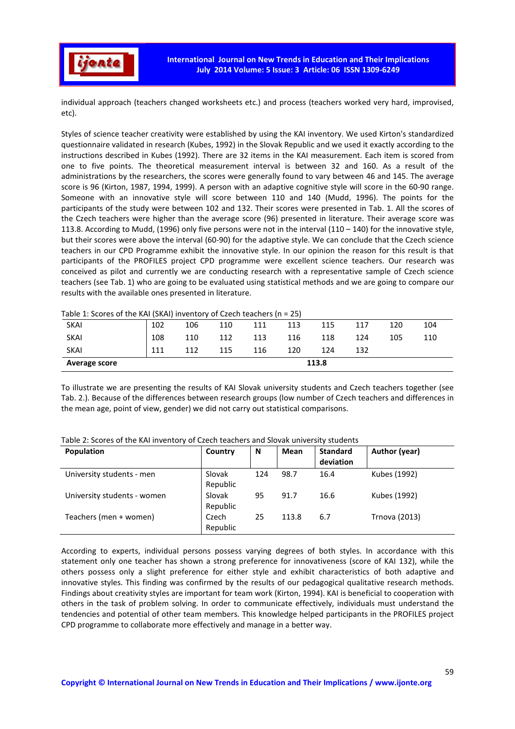individual approach (teachers changed worksheets etc.) and process (teachers worked very hard, improvised, etc).

Styles of science teacher creativity were established by using the KAI inventory. We used Kirton's standardized questionnaire validated in research (Kubes, 1992) in the Slovak Republic and we used it exactly according to the instructions described in Kubes (1992). There are 32 items in the KAI measurement. Each item is scored from one to five points. The theoretical measurement interval is between 32 and 160. As a result of the administrations by the researchers, the scores were generally found to vary between 46 and 145. The average score is 96 (Kirton, 1987, 1994, 1999). A person with an adaptive cognitive style will score in the 60-90 range. Someone with an innovative style will score between 110 and 140 (Mudd, 1996). The points for the participants of the study were between 102 and 132. Their scores were presented in Tab. 1. All the scores of the Czech teachers were higher than the average score (96) presented in literature. Their average score was 113.8. According to Mudd, (1996) only five persons were not in the interval (110 – 140) for the innovative style, but their scores were above the interval (60-90) for the adaptive style. We can conclude that the Czech science teachers in our CPD Programme exhibit the innovative style. In our opinion the reason for this result is that participants of the PROFILES project CPD programme were excellent science teachers. Our research was conceived as pilot and currently we are conducting research with a representative sample of Czech science teachers (see Tab. 1) who are going to be evaluated using statistical methods and we are going to compare our results with the available ones presented in literature.

Table 1: Scores of the KAI (SKAI) inventory of Czech teachers (n = 25)

| SKAI | 102 | 106 | 110 | 111 | 113 | 115 | 117 | 120 | 104 |
|---|---|---|---|---|---|---|---|---|---|
| SKAI | 108 | 110 | 112 | 113 | 116 | 118 | 124 | 105 | 110 |
| SKAI | 111 | 112 | 115 | 116 | 120 | 124 | 132 | | |
| **Average score** | | | | | **113.8** | | | | |

To illustrate we are presenting the results of KAI Slovak university students and Czech teachers together (see Tab. 2.). Because of the differences between research groups (low number of Czech teachers and differences in the mean age, point of view, gender) we did not carry out statistical comparisons.

Table 2: Scores of the KAI inventory of Czech teachers and Slovak university students

| **Population** | **Country** | **N** | **Mean** | **Standard deviation** | **Author (year)** |
|---|---|---|---|---|---|
| University students - men | Slovak Republic | 124 | 98.7 | 16.4 | Kubes (1992) |
| University students - women | Slovak Republic | 95 | 91.7 | 16.6 | Kubes (1992) |
| Teachers (men + women) | Czech Republic | 25 | 113.8 | 6.7 | Trnova (2013) |

According to experts, individual persons possess varying degrees of both styles. In accordance with this statement only one teacher has shown a strong preference for innovativeness (score of KAI 132), while the others possess only a slight preference for either style and exhibit characteristics of both adaptive and innovative styles. This finding was confirmed by the results of our pedagogical qualitative research methods. Findings about creativity styles are important for team work (Kirton, 1994). KAI is beneficial to cooperation with others in the task of problem solving. In order to communicate effectively, individuals must understand the tendencies and potential of other team members. This knowledge helped participants in the PROFILES project CPD programme to collaborate more effectively and manage in a better way.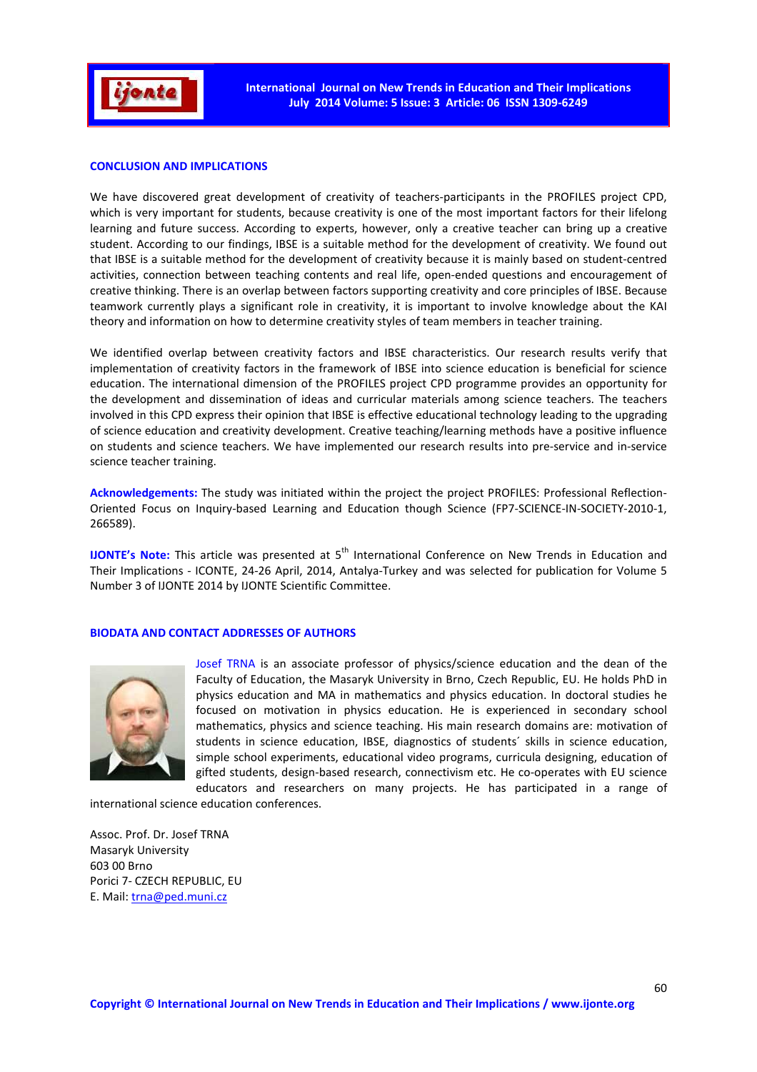## CONCLUSION AND IMPLICATIONS

We have discovered great development of creativity of teachers-participants in the PROFILES project CPD, which is very important for students, because creativity is one of the most important factors for their lifelong learning and future success. According to experts, however, only a creative teacher can bring up a creative student. According to our findings, IBSE is a suitable method for the development of creativity. We found out that IBSE is a suitable method for the development of creativity because it is mainly based on student-centred activities, connection between teaching contents and real life, open-ended questions and encouragement of creative thinking. There is an overlap between factors supporting creativity and core principles of IBSE. Because teamwork currently plays a significant role in creativity, it is important to involve knowledge about the KAI theory and information on how to determine creativity styles of team members in teacher training.

We identified overlap between creativity factors and IBSE characteristics. Our research results verify that implementation of creativity factors in the framework of IBSE into science education is beneficial for science education. The international dimension of the PROFILES project CPD programme provides an opportunity for the development and dissemination of ideas and curricular materials among science teachers. The teachers involved in this CPD express their opinion that IBSE is effective educational technology leading to the upgrading of science education and creativity development. Creative teaching/learning methods have a positive influence on students and science teachers. We have implemented our research results into pre-service and in-service science teacher training.

**Acknowledgements:** The study was initiated within the project the project PROFILES: Professional Reflection-Oriented Focus on Inquiry-based Learning and Education though Science (FP7-SCIENCE-IN-SOCIETY-2010-1, 266589).

**IJONTE's Note:** This article was presented at 5th International Conference on New Trends in Education and Their Implications - ICONTE, 24-26 April, 2014, Antalya-Turkey and was selected for publication for Volume 5 Number 3 of IJONTE 2014 by IJONTE Scientific Committee.

## BIODATA AND CONTACT ADDRESSES OF AUTHORS

Josef TRNA is an associate professor of physics/science education and the dean of the Faculty of Education, the Masaryk University in Brno, Czech Republic, EU. He holds PhD in physics education and MA in mathematics and physics education. In doctoral studies he focused on motivation in physics education. He is experienced in secondary school mathematics, physics and science teaching. His main research domains are: motivation of students in science education, IBSE, diagnostics of students´ skills in science education, simple school experiments, educational video programs, curricula designing, education of gifted students, design-based research, connectivism etc. He co-operates with EU science educators and researchers on many projects. He has participated in a range of international science education conferences.

Assoc. Prof. Dr. Josef TRNA  
Masaryk University  
603 00 Brno  
Porici 7- CZECH REPUBLIC, EU  
E. Mail: trna@ped.muni.cz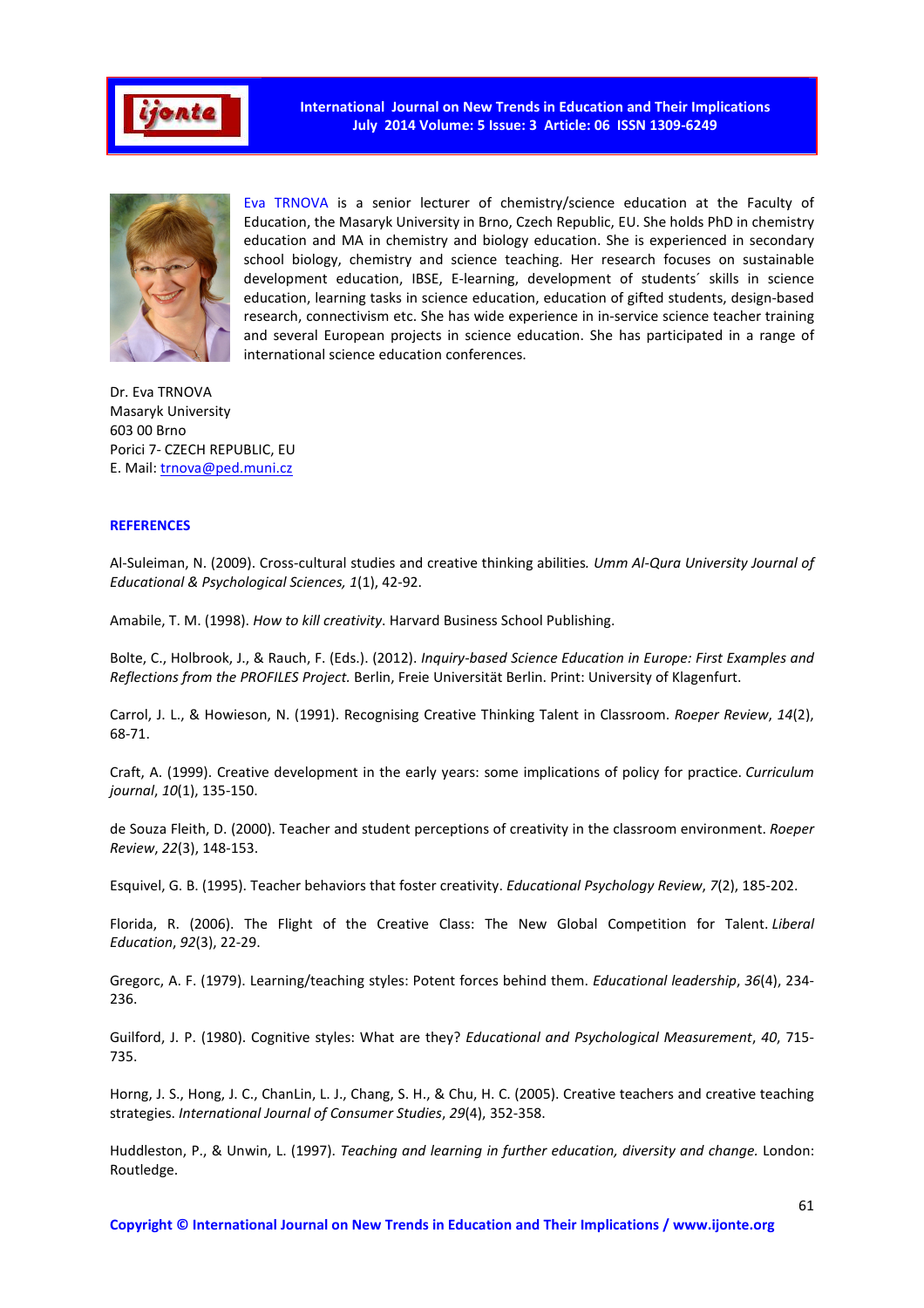Eva TRNOVA is a senior lecturer of chemistry/science education at the Faculty of Education, the Masaryk University in Brno, Czech Republic, EU. She holds PhD in chemistry education and MA in chemistry and biology education. She is experienced in secondary school biology, chemistry and science teaching. Her research focuses on sustainable development education, IBSE, E-learning, development of students´ skills in science education, learning tasks in science education, education of gifted students, design-based research, connectivism etc. She has wide experience in in-service science teacher training and several European projects in science education. She has participated in a range of international science education conferences.

Dr. Eva TRNOVA  
Masaryk University  
603 00 Brno  
Porici 7- CZECH REPUBLIC, EU  
E. Mail: trnova@ped.muni.cz

## REFERENCES

Al-Suleiman, N. (2009). Cross-cultural studies and creative thinking abilities*. Umm Al-Qura University Journal of Educational & Psychological Sciences, 1*(1), 42-92.

Amabile, T. M. (1998). *How to kill creativity*. Harvard Business School Publishing.

Bolte, C., Holbrook, J., & Rauch, F. (Eds.). (2012). *Inquiry-based Science Education in Europe: First Examples and Reflections from the PROFILES Project.* Berlin, Freie Universität Berlin. Print: University of Klagenfurt.

Carrol, J. L., & Howieson, N. (1991). Recognising Creative Thinking Talent in Classroom. *Roeper Review*, *14*(2), 68-71.

Craft, A. (1999). Creative development in the early years: some implications of policy for practice. *Curriculum journal*, *10*(1), 135-150.

de Souza Fleith, D. (2000). Teacher and student perceptions of creativity in the classroom environment. *Roeper Review*, *22*(3), 148-153.

Esquivel, G. B. (1995). Teacher behaviors that foster creativity. *Educational Psychology Review*, *7*(2), 185-202.

Florida, R. (2006). The Flight of the Creative Class: The New Global Competition for Talent. *Liberal Education*, *92*(3), 22-29.

Gregorc, A. F. (1979). Learning/teaching styles: Potent forces behind them. *Educational leadership*, *36*(4), 234-236.

Guilford, J. P. (1980). Cognitive styles: What are they? *Educational and Psychological Measurement*, *40*, 715-735.

Horng, J. S., Hong, J. C., ChanLin, L. J., Chang, S. H., & Chu, H. C. (2005). Creative teachers and creative teaching strategies. *International Journal of Consumer Studies*, *29*(4), 352-358.

Huddleston, P., & Unwin, L. (1997). *Teaching and learning in further education, diversity and change.* London: Routledge.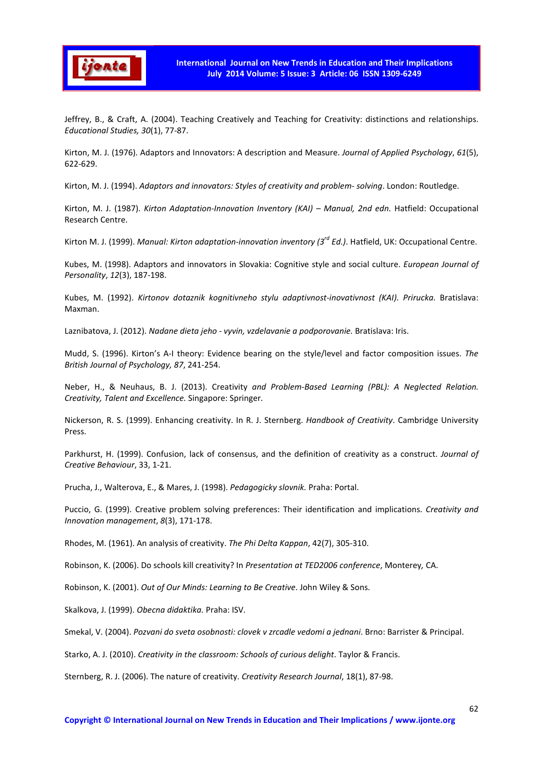Jeffrey, B., & Craft, A. (2004). Teaching Creatively and Teaching for Creativity: distinctions and relationships. *Educational Studies, 30*(1), 77-87.

Kirton, M. J. (1976). Adaptors and Innovators: A description and Measure. *Journal of Applied Psychology*, *61*(5), 622-629.

Kirton, M. J. (1994). *Adaptors and innovators: Styles of creativity and problem- solving*. London: Routledge.

Kirton, M. J. (1987). *Kirton Adaptation-Innovation Inventory (KAI) – Manual, 2nd edn.* Hatfield: Occupational Research Centre.

Kirton M. J. (1999). *Manual: Kirton adaptation-innovation inventory (3rd Ed.)*. Hatfield, UK: Occupational Centre.

Kubes, M. (1998). Adaptors and innovators in Slovakia: Cognitive style and social culture. *European Journal of Personality*, *12*(3), 187-198.

Kubes, M. (1992). *Kirtonov dotaznik kognitivneho stylu adaptivnost-inovativnost (KAI). Prirucka.* Bratislava: Maxman.

Laznibatova, J. (2012). *Nadane dieta jeho - vyvin, vzdelavanie a podporovanie.* Bratislava: Iris.

Mudd, S. (1996). Kirton's A-I theory: Evidence bearing on the style/level and factor composition issues. *The British Journal of Psychology, 87*, 241-254.

Neber, H., & Neuhaus, B. J. (2013). Creativity *and Problem-Based Learning (PBL): A Neglected Relation. Creativity, Talent and Excellence.* Singapore: Springer.

Nickerson, R. S. (1999). Enhancing creativity. In R. J. Sternberg. *Handbook of Creativity*. Cambridge University Press.

Parkhurst, H. (1999). Confusion, lack of consensus, and the definition of creativity as a construct. *Journal of Creative Behaviour*, 33, 1-21.

Prucha, J., Walterova, E., & Mares, J. (1998). *Pedagogicky slovnik.* Praha: Portal.

Puccio, G. (1999). Creative problem solving preferences: Their identification and implications. *Creativity and Innovation management*, *8*(3), 171-178.

Rhodes, M. (1961). An analysis of creativity. *The Phi Delta Kappan*, 42(7), 305-310.

Robinson, K. (2006). Do schools kill creativity? In *Presentation at TED2006 conference*, Monterey, CA.

Robinson, K. (2001). *Out of Our Minds: Learning to Be Creative*. John Wiley & Sons.

Skalkova, J. (1999). *Obecna didaktika.* Praha: ISV.

Smekal, V. (2004). *Pozvani do sveta osobnosti: clovek v zrcadle vedomi a jednani*. Brno: Barrister & Principal.

Starko, A. J. (2010). *Creativity in the classroom: Schools of curious delight*. Taylor & Francis.

Sternberg, R. J. (2006). The nature of creativity. *Creativity Research Journal*, 18(1), 87-98.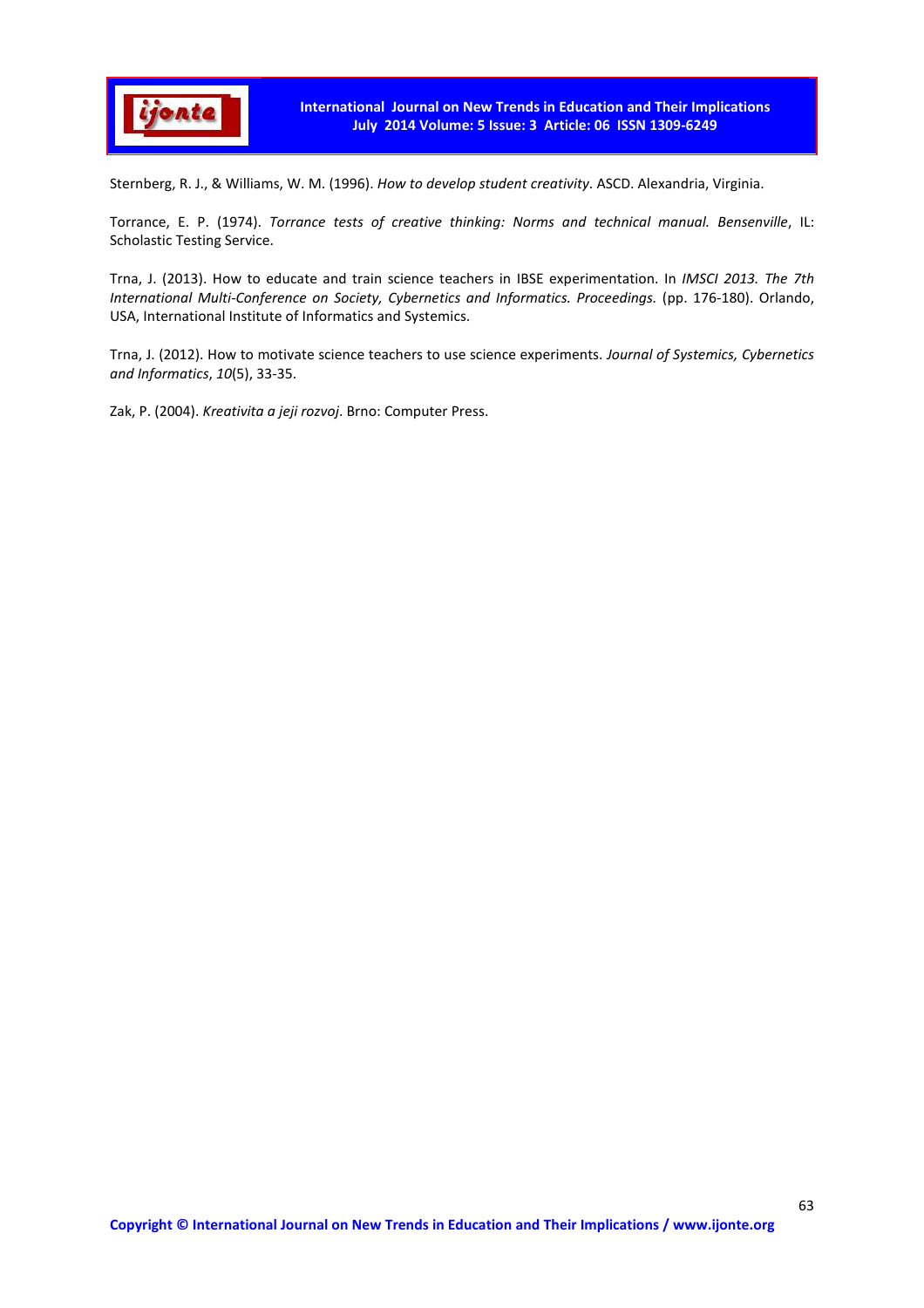Sternberg, R. J., & Williams, W. M. (1996). *How to develop student creativity*. ASCD. Alexandria, Virginia.

Torrance, E. P. (1974). *Torrance tests of creative thinking: Norms and technical manual. Bensenville*, IL: Scholastic Testing Service.

Trna, J. (2013). How to educate and train science teachers in IBSE experimentation. In *IMSCI 2013. The 7th International Multi-Conference on Society, Cybernetics and Informatics. Proceedings.* (pp. 176-180). Orlando, USA, International Institute of Informatics and Systemics.

Trna, J. (2012). How to motivate science teachers to use science experiments. *Journal of Systemics, Cybernetics and Informatics*, *10*(5), 33-35.

Zak, P. (2004). *Kreativita a jeji rozvoj*. Brno: Computer Press.